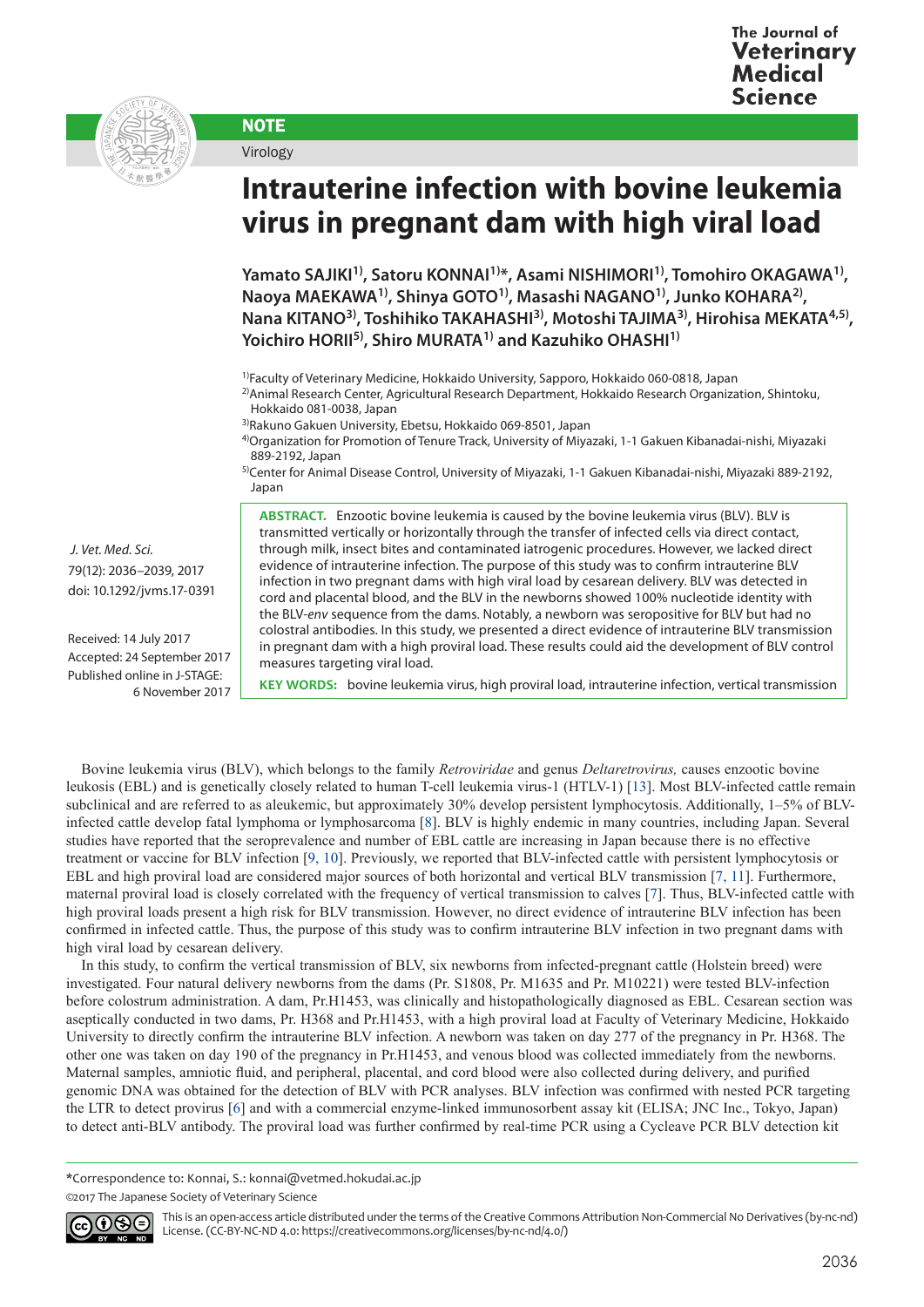NOTE

Virology

# Intrauterine infection with bovine leukemia virus in pregnant dam with high viral load

**Yamato SAJIKI[1], Satoru KONNAI[1]*, Asami NISHIMORI[1], Tomohiro OKAGAWA[1], Naoya MAEKAWA[1], Shinya GOTO[1], Masashi NAGANO[1], Junko KOHARA[2], Nana KITANO[3], Toshihiko TAKAHASHI[3], Motoshi TAJIMA[3], Hirohisa MEKATA[4,5], Yoichiro HORII[5], Shiro MURATA[1] and Kazuhiko OHASHI[1]**

[1]Faculty of Veterinary Medicine, Hokkaido University, Sapporo, Hokkaido 060-0818, Japan
[2]Animal Research Center, Agricultural Research Department, Hokkaido Research Organization, Shintoku, Hokkaido 081-0038, Japan
[3]Rakuno Gakuen University, Ebetsu, Hokkaido 069-8501, Japan
[4]Organization for Promotion of Tenure Track, University of Miyazaki, 1-1 Gakuen Kibanadai-nishi, Miyazaki 889-2192, Japan
[5]Center for Animal Disease Control, University of Miyazaki, 1-1 Gakuen Kibanadai-nishi, Miyazaki 889-2192, Japan

*J. Vet. Med. Sci.*
79(12): 2036–2039, 2017
doi: 10.1292/jvms.17-0391

Received: 14 July 2017
Accepted: 24 September 2017
Published online in J-STAGE: 6 November 2017

**ABSTRACT.** Enzootic bovine leukemia is caused by the bovine leukemia virus (BLV). BLV is transmitted vertically or horizontally through the transfer of infected cells via direct contact, through milk, insect bites and contaminated iatrogenic procedures. However, we lacked direct evidence of intrauterine infection. The purpose of this study was to confirm intrauterine BLV infection in two pregnant dams with high viral load by cesarean delivery. BLV was detected in cord and placental blood, and the BLV in the newborns showed 100% nucleotide identity with the BLV-*env* sequence from the dams. Notably, a newborn was seropositive for BLV but had no colostral antibodies. In this study, we presented a direct evidence of intrauterine BLV transmission in pregnant dam with a high proviral load. These results could aid the development of BLV control measures targeting viral load.

**KEY WORDS:** bovine leukemia virus, high proviral load, intrauterine infection, vertical transmission

Bovine leukemia virus (BLV), which belongs to the family *Retroviridae* and genus *Deltaretrovirus,* causes enzootic bovine leukosis (EBL) and is genetically closely related to human T-cell leukemia virus-1 (HTLV-1) [13]. Most BLV-infected cattle remain subclinical and are referred to as aleukemic, but approximately 30% develop persistent lymphocytosis. Additionally, 1–5% of BLV-infected cattle develop fatal lymphoma or lymphosarcoma [8]. BLV is highly endemic in many countries, including Japan. Several studies have reported that the seroprevalence and number of EBL cattle are increasing in Japan because there is no effective treatment or vaccine for BLV infection [9, 10]. Previously, we reported that BLV-infected cattle with persistent lymphocytosis or EBL and high proviral load are considered major sources of both horizontal and vertical BLV transmission [7, 11]. Furthermore, maternal proviral load is closely correlated with the frequency of vertical transmission to calves [7]. Thus, BLV-infected cattle with high proviral loads present a high risk for BLV transmission. However, no direct evidence of intrauterine BLV infection has been confirmed in infected cattle. Thus, the purpose of this study was to confirm intrauterine BLV infection in two pregnant dams with high viral load by cesarean delivery.

In this study, to confirm the vertical transmission of BLV, six newborns from infected-pregnant cattle (Holstein breed) were investigated. Four natural delivery newborns from the dams (Pr. S1808, Pr. M1635 and Pr. M10221) were tested BLV-infection before colostrum administration. A dam, Pr.H1453, was clinically and histopathologically diagnosed as EBL. Cesarean section was aseptically conducted in two dams, Pr. H368 and Pr.H1453, with a high proviral load at Faculty of Veterinary Medicine, Hokkaido University to directly confirm the intrauterine BLV infection. A newborn was taken on day 277 of the pregnancy in Pr. H368. The other one was taken on day 190 of the pregnancy in Pr.H1453, and venous blood was collected immediately from the newborns. Maternal samples, amniotic fluid, and peripheral, placental, and cord blood were also collected during delivery, and purified genomic DNA was obtained for the detection of BLV with PCR analyses. BLV infection was confirmed with nested PCR targeting the LTR to detect provirus [6] and with a commercial enzyme-linked immunosorbent assay kit (ELISA; JNC Inc., Tokyo, Japan) to detect anti-BLV antibody. The proviral load was further confirmed by real-time PCR using a Cycleave PCR BLV detection kit

*Correspondence to: Konnai, S.: konnai@vetmed.hokudai.ac.jp

©2017 The Japanese Society of Veterinary Science

This is an open-access article distributed under the terms of the Creative Commons Attribution Non-Commercial No Derivatives (by-nc-nd) License. (CC-BY-NC-ND 4.0: https://creativecommons.org/licenses/by-nc-nd/4.0/)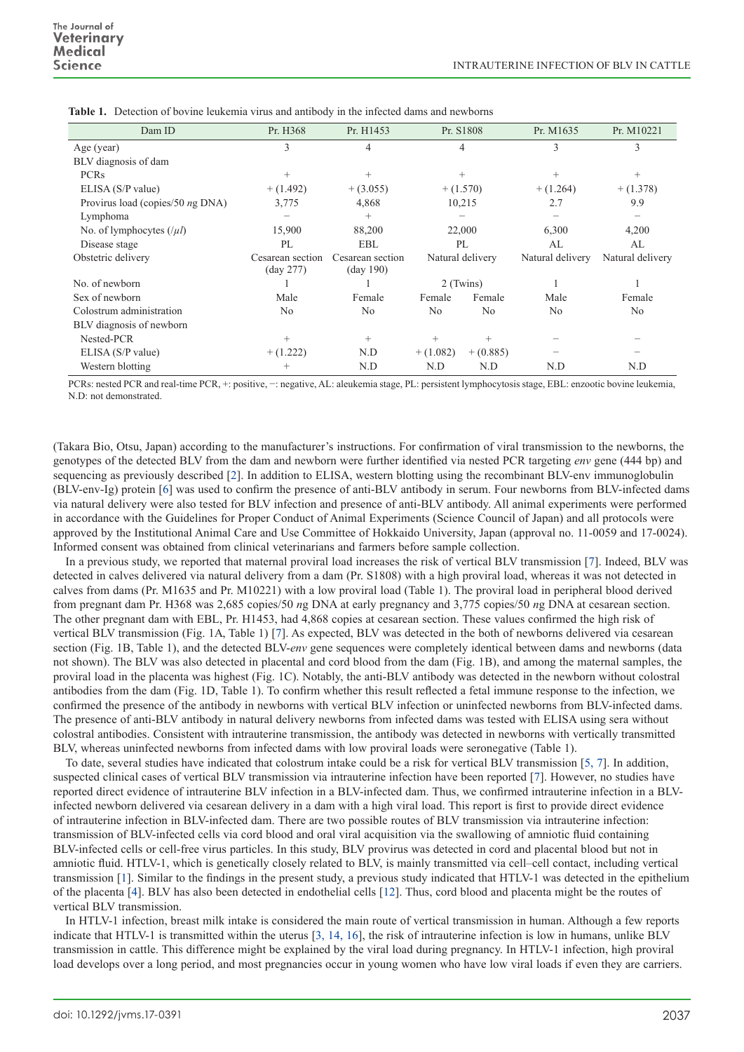**Table 1.** Detection of bovine leukemia virus and antibody in the infected dams and newborns

| Dam ID | Pr. H368 | Pr. H1453 | Pr. S1808 | | Pr. M1635 | Pr. M10221 |
|---|---|---|---|---|---|---|
| Age (year) | 3 | 4 | 4 | | 3 | 3 |
| BLV diagnosis of dam | | | | | | |
| PCRs | + | + | + | | + | + |
| ELISA (S/P value) | + (1.492) | + (3.055) | + (1.570) | | + (1.264) | + (1.378) |
| Provirus load (copies/50 *n*g DNA) | 3,775 | 4,868 | 10,215 | | 2.7 | 9.9 |
| Lymphoma | − | + | − | | − | − |
| No. of lymphocytes (/*µl*) | 15,900 | 88,200 | 22,000 | | 6,300 | 4,200 |
| Disease stage | PL | EBL | PL | | AL | AL |
| Obstetric delivery | Cesarean section (day 277) | Cesarean section (day 190) | Natural delivery | | Natural delivery | Natural delivery |
| No. of newborn | 1 | 1 | 2 (Twins) | | 1 | 1 |
| Sex of newborn | Male | Female | Female | Female | Male | Female |
| Colostrum administration | No | No | No | No | No | No |
| BLV diagnosis of newborn | | | | | | |
| Nested-PCR | + | + | + | + | − | − |
| ELISA (S/P value) | + (1.222) | N.D | + (1.082) | + (0.885) | − | − |
| Western blotting | + | N.D | N.D | N.D | N.D | N.D |

PCRs: nested PCR and real-time PCR, +: positive, −: negative, AL: aleukemia stage, PL: persistent lymphocytosis stage, EBL: enzootic bovine leukemia, N.D: not demonstrated.

(Takara Bio, Otsu, Japan) according to the manufacturer's instructions. For confirmation of viral transmission to the newborns, the genotypes of the detected BLV from the dam and newborn were further identified via nested PCR targeting *env* gene (444 bp) and sequencing as previously described [2]. In addition to ELISA, western blotting using the recombinant BLV-env immunoglobulin (BLV-env-Ig) protein [6] was used to confirm the presence of anti-BLV antibody in serum. Four newborns from BLV-infected dams via natural delivery were also tested for BLV infection and presence of anti-BLV antibody. All animal experiments were performed in accordance with the Guidelines for Proper Conduct of Animal Experiments (Science Council of Japan) and all protocols were approved by the Institutional Animal Care and Use Committee of Hokkaido University, Japan (approval no. 11-0059 and 17-0024). Informed consent was obtained from clinical veterinarians and farmers before sample collection.

In a previous study, we reported that maternal proviral load increases the risk of vertical BLV transmission [7]. Indeed, BLV was detected in calves delivered via natural delivery from a dam (Pr. S1808) with a high proviral load, whereas it was not detected in calves from dams (Pr. M1635 and Pr. M10221) with a low proviral load (Table 1). The proviral load in peripheral blood derived from pregnant dam Pr. H368 was 2,685 copies/50 *n*g DNA at early pregnancy and 3,775 copies/50 *n*g DNA at cesarean section. The other pregnant dam with EBL, Pr. H1453, had 4,868 copies at cesarean section. These values confirmed the high risk of vertical BLV transmission (Fig. 1A, Table 1) [7]. As expected, BLV was detected in the both of newborns delivered via cesarean section (Fig. 1B, Table 1), and the detected BLV-*env* gene sequences were completely identical between dams and newborns (data not shown). The BLV was also detected in placental and cord blood from the dam (Fig. 1B), and among the maternal samples, the proviral load in the placenta was highest (Fig. 1C). Notably, the anti-BLV antibody was detected in the newborn without colostral antibodies from the dam (Fig. 1D, Table 1). To confirm whether this result reflected a fetal immune response to the infection, we confirmed the presence of the antibody in newborns with vertical BLV infection or uninfected newborns from BLV-infected dams. The presence of anti-BLV antibody in natural delivery newborns from infected dams was tested with ELISA using sera without colostral antibodies. Consistent with intrauterine transmission, the antibody was detected in newborns with vertically transmitted BLV, whereas uninfected newborns from infected dams with low proviral loads were seronegative (Table 1).

To date, several studies have indicated that colostrum intake could be a risk for vertical BLV transmission [5, 7]. In addition, suspected clinical cases of vertical BLV transmission via intrauterine infection have been reported [7]. However, no studies have reported direct evidence of intrauterine BLV infection in a BLV-infected dam. Thus, we confirmed intrauterine infection in a BLV-infected newborn delivered via cesarean delivery in a dam with a high viral load. This report is first to provide direct evidence of intrauterine infection in BLV-infected dam. There are two possible routes of BLV transmission via intrauterine infection: transmission of BLV-infected cells via cord blood and oral viral acquisition via the swallowing of amniotic fluid containing BLV-infected cells or cell-free virus particles. In this study, BLV provirus was detected in cord and placental blood but not in amniotic fluid. HTLV-1, which is genetically closely related to BLV, is mainly transmitted via cell–cell contact, including vertical transmission [1]. Similar to the findings in the present study, a previous study indicated that HTLV-1 was detected in the epithelium of the placenta [4]. BLV has also been detected in endothelial cells [12]. Thus, cord blood and placenta might be the routes of vertical BLV transmission.

In HTLV-1 infection, breast milk intake is considered the main route of vertical transmission in human. Although a few reports indicate that HTLV-1 is transmitted within the uterus [3, 14, 16], the risk of intrauterine infection is low in humans, unlike BLV transmission in cattle. This difference might be explained by the viral load during pregnancy. In HTLV-1 infection, high proviral load develops over a long period, and most pregnancies occur in young women who have low viral loads if even they are carriers.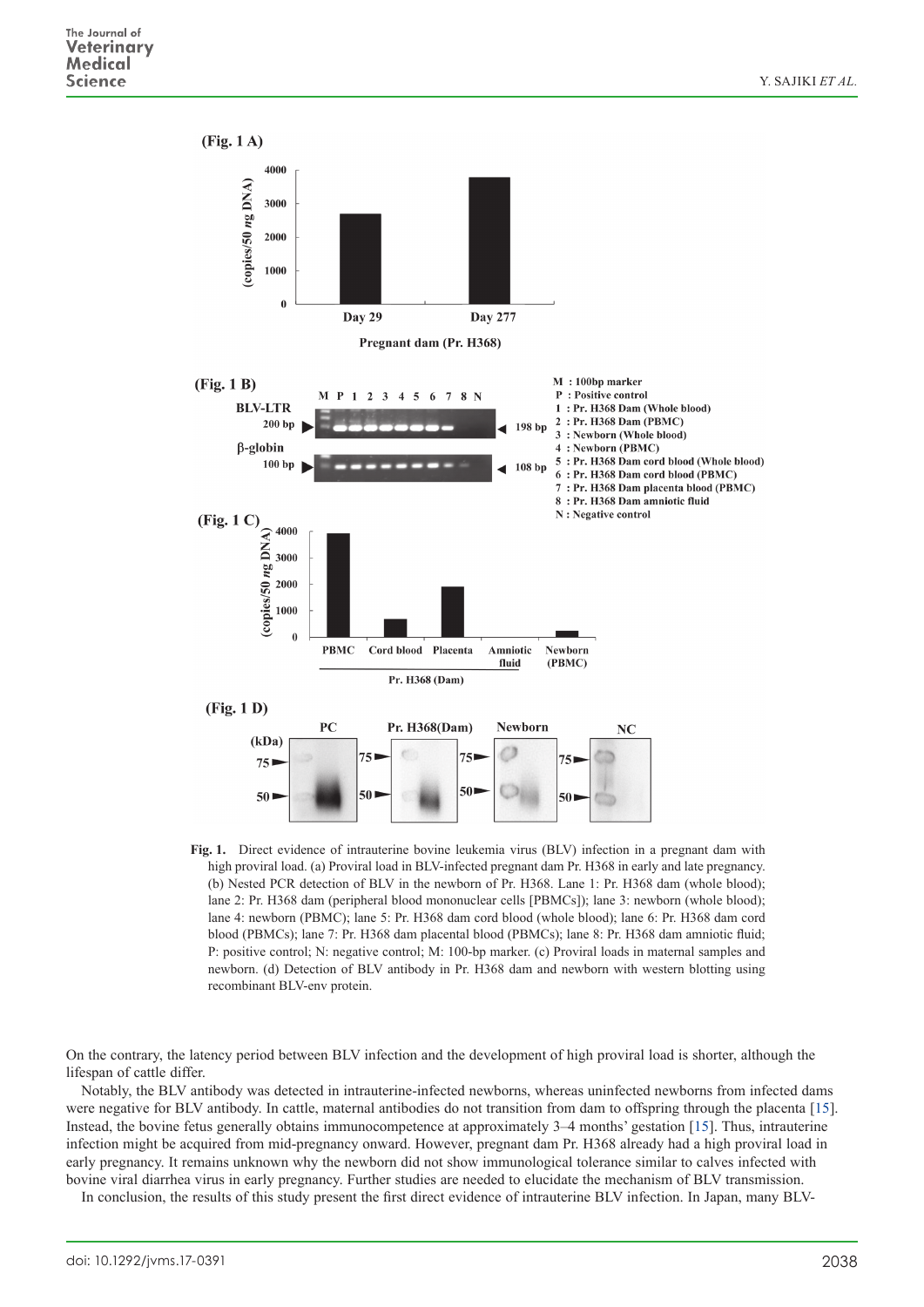Fig. 1. Direct evidence of intrauterine bovine leukemia virus (BLV) infection in a pregnant dam with high proviral load. (a) Proviral load in BLV-infected pregnant dam Pr. H368 in early and late pregnancy. (b) Nested PCR detection of BLV in the newborn of Pr. H368. Lane 1: Pr. H368 dam (whole blood); lane 2: Pr. H368 dam (peripheral blood mononuclear cells [PBMCs]); lane 3: newborn (whole blood); lane 4: newborn (PBMC); lane 5: Pr. H368 dam cord blood (whole blood); lane 6: Pr. H368 dam cord blood (PBMCs); lane 7: Pr. H368 dam placental blood (PBMCs); lane 8: Pr. H368 dam amniotic fluid; P: positive control; N: negative control; M: 100-bp marker. (c) Proviral loads in maternal samples and newborn. (d) Detection of BLV antibody in Pr. H368 dam and newborn with western blotting using recombinant BLV-env protein.

On the contrary, the latency period between BLV infection and the development of high proviral load is shorter, although the lifespan of cattle differ.

Notably, the BLV antibody was detected in intrauterine-infected newborns, whereas uninfected newborns from infected dams were negative for BLV antibody. In cattle, maternal antibodies do not transition from dam to offspring through the placenta [15]. Instead, the bovine fetus generally obtains immunocompetence at approximately 3–4 months' gestation [15]. Thus, intrauterine infection might be acquired from mid-pregnancy onward. However, pregnant dam Pr. H368 already had a high proviral load in early pregnancy. It remains unknown why the newborn did not show immunological tolerance similar to calves infected with bovine viral diarrhea virus in early pregnancy. Further studies are needed to elucidate the mechanism of BLV transmission.

In conclusion, the results of this study present the first direct evidence of intrauterine BLV infection. In Japan, many BLV-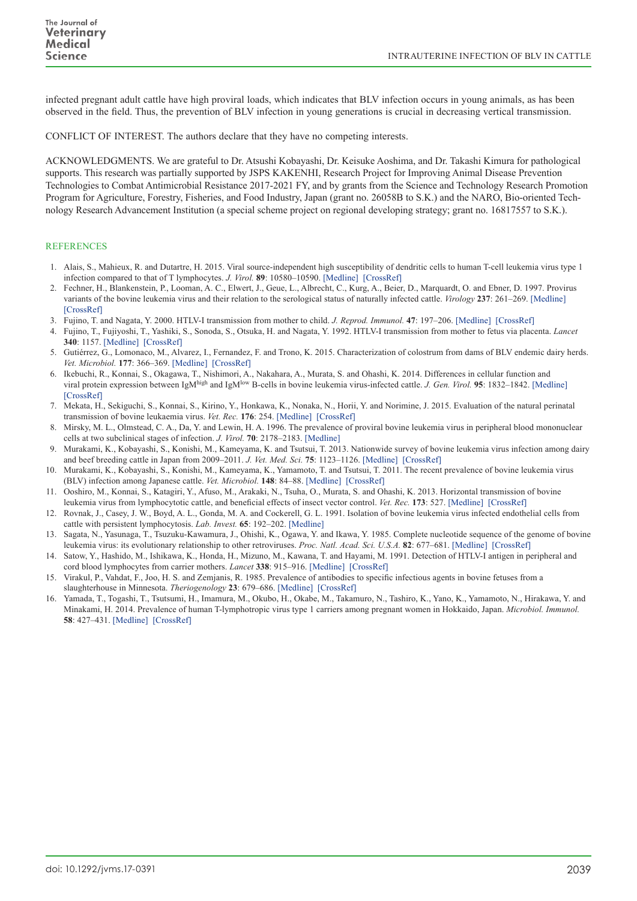infected pregnant adult cattle have high proviral loads, which indicates that BLV infection occurs in young animals, as has been observed in the field. Thus, the prevention of BLV infection in young generations is crucial in decreasing vertical transmission.

CONFLICT OF INTEREST. The authors declare that they have no competing interests.

ACKNOWLEDGMENTS. We are grateful to Dr. Atsushi Kobayashi, Dr. Keisuke Aoshima, and Dr. Takashi Kimura for pathological supports. This research was partially supported by JSPS KAKENHI, Research Project for Improving Animal Disease Prevention Technologies to Combat Antimicrobial Resistance 2017-2021 FY, and by grants from the Science and Technology Research Promotion Program for Agriculture, Forestry, Fisheries, and Food Industry, Japan (grant no. 26058B to S.K.) and the NARO, Bio-oriented Technology Research Advancement Institution (a special scheme project on regional developing strategy; grant no. 16817557 to S.K.).

## REFERENCES

1. Alais, S., Mahieux, R. and Dutartre, H. 2015. Viral source-independent high susceptibility of dendritic cells to human T-cell leukemia virus type 1 infection compared to that of T lymphocytes. *J. Virol.* **89**: 10580–10590. [Medline] [CrossRef]
2. Fechner, H., Blankenstein, P., Looman, A. C., Elwert, J., Geue, L., Albrecht, C., Kurg, A., Beier, D., Marquardt, O. and Ebner, D. 1997. Provirus variants of the bovine leukemia virus and their relation to the serological status of naturally infected cattle. *Virology* **237**: 261–269. [Medline] [CrossRef]
3. Fujino, T. and Nagata, Y. 2000. HTLV-I transmission from mother to child. *J. Reprod. Immunol.* **47**: 197–206. [Medline] [CrossRef]
4. Fujino, T., Fujiyoshi, T., Yashiki, S., Sonoda, S., Otsuka, H. and Nagata, Y. 1992. HTLV-I transmission from mother to fetus via placenta. *Lancet* **340**: 1157. [Medline] [CrossRef]
5. Gutiérrez, G., Lomonaco, M., Alvarez, I., Fernandez, F. and Trono, K. 2015. Characterization of colostrum from dams of BLV endemic dairy herds. *Vet. Microbiol.* **177**: 366–369. [Medline] [CrossRef]
6. Ikebuchi, R., Konnai, S., Okagawa, T., Nishimori, A., Nakahara, A., Murata, S. and Ohashi, K. 2014. Differences in cellular function and viral protein expression between IgM$^{high}$ and IgM$^{low}$ B-cells in bovine leukemia virus-infected cattle. *J. Gen. Virol.* **95**: 1832–1842. [Medline] [CrossRef]
7. Mekata, H., Sekiguchi, S., Konnai, S., Kirino, Y., Honkawa, K., Nonaka, N., Horii, Y. and Norimine, J. 2015. Evaluation of the natural perinatal transmission of bovine leukaemia virus. *Vet. Rec.* **176**: 254. [Medline] [CrossRef]
8. Mirsky, M. L., Olmstead, C. A., Da, Y. and Lewin, H. A. 1996. The prevalence of proviral bovine leukemia virus in peripheral blood mononuclear cells at two subclinical stages of infection. *J. Virol.* **70**: 2178–2183. [Medline]
9. Murakami, K., Kobayashi, S., Konishi, M., Kameyama, K. and Tsutsui, T. 2013. Nationwide survey of bovine leukemia virus infection among dairy and beef breeding cattle in Japan from 2009–2011. *J. Vet. Med. Sci.* **75**: 1123–1126. [Medline] [CrossRef]
10. Murakami, K., Kobayashi, S., Konishi, M., Kameyama, K., Yamamoto, T. and Tsutsui, T. 2011. The recent prevalence of bovine leukemia virus (BLV) infection among Japanese cattle. *Vet. Microbiol.* **148**: 84–88. [Medline] [CrossRef]
11. Ooshiro, M., Konnai, S., Katagiri, Y., Afuso, M., Arakaki, N., Tsuha, O., Murata, S. and Ohashi, K. 2013. Horizontal transmission of bovine leukemia virus from lymphocytotic cattle, and beneficial effects of insect vector control. *Vet. Rec.* **173**: 527. [Medline] [CrossRef]
12. Rovnak, J., Casey, J. W., Boyd, A. L., Gonda, M. A. and Cockerell, G. L. 1991. Isolation of bovine leukemia virus infected endothelial cells from cattle with persistent lymphocytosis. *Lab. Invest.* **65**: 192–202. [Medline]
13. Sagata, N., Yasunaga, T., Tsuzuku-Kawamura, J., Ohishi, K., Ogawa, Y. and Ikawa, Y. 1985. Complete nucleotide sequence of the genome of bovine leukemia virus: its evolutionary relationship to other retroviruses. *Proc. Natl. Acad. Sci. U.S.A.* **82**: 677–681. [Medline] [CrossRef]
14. Satow, Y., Hashido, M., Ishikawa, K., Honda, H., Mizuno, M., Kawana, T. and Hayami, M. 1991. Detection of HTLV-I antigen in peripheral and cord blood lymphocytes from carrier mothers. *Lancet* **338**: 915–916. [Medline] [CrossRef]
15. Virakul, P., Vahdat, F., Joo, H. S. and Zemjanis, R. 1985. Prevalence of antibodies to specific infectious agents in bovine fetuses from a slaughterhouse in Minnesota. *Theriogenology* **23**: 679–686. [Medline] [CrossRef]
16. Yamada, T., Togashi, T., Tsutsumi, H., Imamura, M., Okubo, H., Okabe, M., Takamuro, N., Tashiro, K., Yano, K., Yamamoto, N., Hirakawa, Y. and Minakami, H. 2014. Prevalence of human T-lymphotropic virus type 1 carriers among pregnant women in Hokkaido, Japan. *Microbiol. Immunol.* **58**: 427–431. [Medline] [CrossRef]